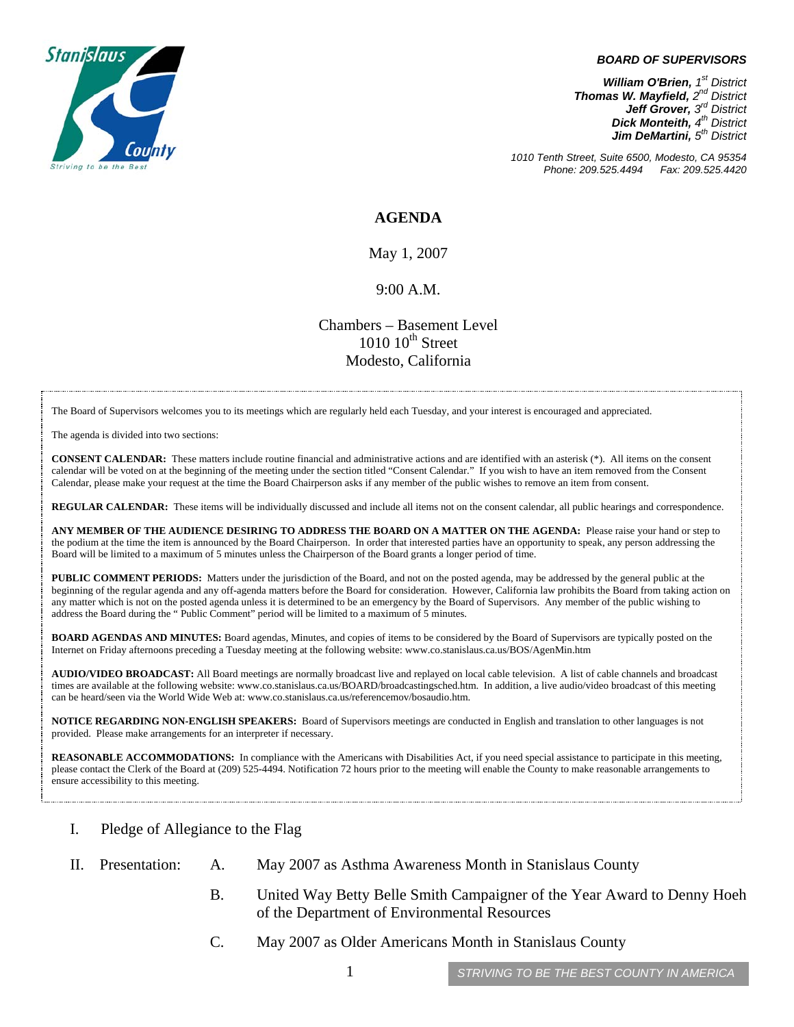Stanislaus County
Striving to be the Best

**_BOARD OF SUPERVISORS_**

***William O'Brien,*** *1st District*
***Thomas W. Mayfield,*** *2nd District*
***Jeff Grover,*** *3rd District*
***Dick Monteith,*** *4th District*
***Jim DeMartini,*** *5th District*

*1010 Tenth Street, Suite 6500, Modesto, CA 95354*
*Phone: 209.525.4494 Fax: 209.525.4420*

# AGENDA

May 1, 2007

9:00 A.M.

Chambers – Basement Level
1010 10th Street
Modesto, California

The Board of Supervisors welcomes you to its meetings which are regularly held each Tuesday, and your interest is encouraged and appreciated.

The agenda is divided into two sections:

**CONSENT CALENDAR:** These matters include routine financial and administrative actions and are identified with an asterisk (*). All items on the consent calendar will be voted on at the beginning of the meeting under the section titled "Consent Calendar." If you wish to have an item removed from the Consent Calendar, please make your request at the time the Board Chairperson asks if any member of the public wishes to remove an item from consent.

**REGULAR CALENDAR:** These items will be individually discussed and include all items not on the consent calendar, all public hearings and correspondence.

**ANY MEMBER OF THE AUDIENCE DESIRING TO ADDRESS THE BOARD ON A MATTER ON THE AGENDA:** Please raise your hand or step to the podium at the time the item is announced by the Board Chairperson. In order that interested parties have an opportunity to speak, any person addressing the Board will be limited to a maximum of 5 minutes unless the Chairperson of the Board grants a longer period of time.

**PUBLIC COMMENT PERIODS:** Matters under the jurisdiction of the Board, and not on the posted agenda, may be addressed by the general public at the beginning of the regular agenda and any off-agenda matters before the Board for consideration. However, California law prohibits the Board from taking action on any matter which is not on the posted agenda unless it is determined to be an emergency by the Board of Supervisors. Any member of the public wishing to address the Board during the " Public Comment" period will be limited to a maximum of 5 minutes.

**BOARD AGENDAS AND MINUTES:** Board agendas, Minutes, and copies of items to be considered by the Board of Supervisors are typically posted on the Internet on Friday afternoons preceding a Tuesday meeting at the following website: www.co.stanislaus.ca.us/BOS/AgenMin.htm

**AUDIO/VIDEO BROADCAST:** All Board meetings are normally broadcast live and replayed on local cable television. A list of cable channels and broadcast times are available at the following website: www.co.stanislaus.ca.us/BOARD/broadcastingsched.htm. In addition, a live audio/video broadcast of this meeting can be heard/seen via the World Wide Web at: www.co.stanislaus.ca.us/referencemov/bosaudio.htm.

**NOTICE REGARDING NON-ENGLISH SPEAKERS:** Board of Supervisors meetings are conducted in English and translation to other languages is not provided. Please make arrangements for an interpreter if necessary.

**REASONABLE ACCOMMODATIONS:** In compliance with the Americans with Disabilities Act, if you need special assistance to participate in this meeting, please contact the Clerk of the Board at (209) 525-4494. Notification 72 hours prior to the meeting will enable the County to make reasonable arrangements to ensure accessibility to this meeting.

I. Pledge of Allegiance to the Flag

II. Presentation:

A. May 2007 as Asthma Awareness Month in Stanislaus County

B. United Way Betty Belle Smith Campaigner of the Year Award to Denny Hoeh of the Department of Environmental Resources

C. May 2007 as Older Americans Month in Stanislaus County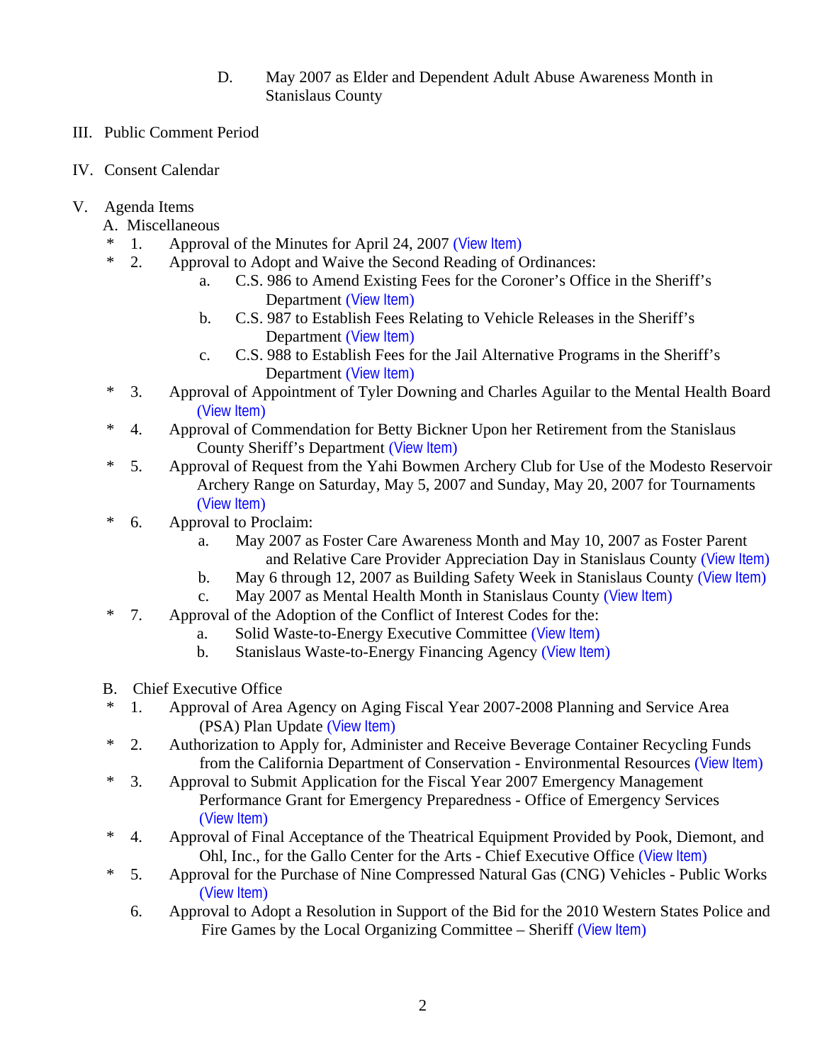D. May 2007 as Elder and Dependent Adult Abuse Awareness Month in Stanislaus County

III. Public Comment Period

IV. Consent Calendar

V. Agenda Items

A. Miscellaneous

\* 1. Approval of the Minutes for April 24, 2007 (View Item)

\* 2. Approval to Adopt and Waive the Second Reading of Ordinances:
   a. C.S. 986 to Amend Existing Fees for the Coroner's Office in the Sheriff's Department (View Item)
   b. C.S. 987 to Establish Fees Relating to Vehicle Releases in the Sheriff's Department (View Item)
   c. C.S. 988 to Establish Fees for the Jail Alternative Programs in the Sheriff's Department (View Item)

\* 3. Approval of Appointment of Tyler Downing and Charles Aguilar to the Mental Health Board (View Item)

\* 4. Approval of Commendation for Betty Bickner Upon her Retirement from the Stanislaus County Sheriff's Department (View Item)

\* 5. Approval of Request from the Yahi Bowmen Archery Club for Use of the Modesto Reservoir Archery Range on Saturday, May 5, 2007 and Sunday, May 20, 2007 for Tournaments (View Item)

\* 6. Approval to Proclaim:
   a. May 2007 as Foster Care Awareness Month and May 10, 2007 as Foster Parent and Relative Care Provider Appreciation Day in Stanislaus County (View Item)
   b. May 6 through 12, 2007 as Building Safety Week in Stanislaus County (View Item)
   c. May 2007 as Mental Health Month in Stanislaus County (View Item)

\* 7. Approval of the Adoption of the Conflict of Interest Codes for the:
   a. Solid Waste-to-Energy Executive Committee (View Item)
   b. Stanislaus Waste-to-Energy Financing Agency (View Item)

B. Chief Executive Office

\* 1. Approval of Area Agency on Aging Fiscal Year 2007-2008 Planning and Service Area (PSA) Plan Update (View Item)

\* 2. Authorization to Apply for, Administer and Receive Beverage Container Recycling Funds from the California Department of Conservation - Environmental Resources (View Item)

\* 3. Approval to Submit Application for the Fiscal Year 2007 Emergency Management Performance Grant for Emergency Preparedness - Office of Emergency Services (View Item)

\* 4. Approval of Final Acceptance of the Theatrical Equipment Provided by Pook, Diemont, and Ohl, Inc., for the Gallo Center for the Arts - Chief Executive Office (View Item)

\* 5. Approval for the Purchase of Nine Compressed Natural Gas (CNG) Vehicles - Public Works (View Item)

6. Approval to Adopt a Resolution in Support of the Bid for the 2010 Western States Police and Fire Games by the Local Organizing Committee – Sheriff (View Item)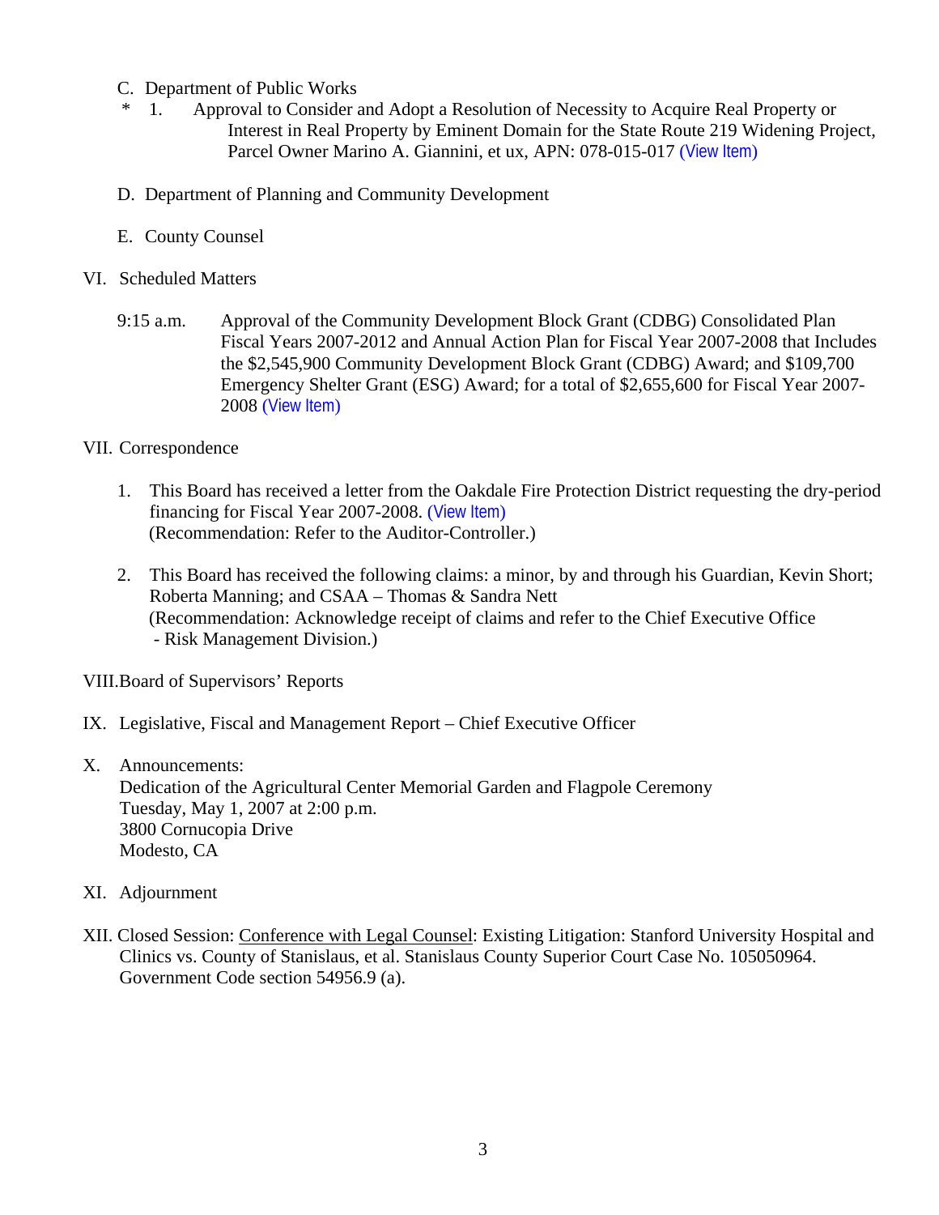C. Department of Public Works

\* 1. Approval to Consider and Adopt a Resolution of Necessity to Acquire Real Property or Interest in Real Property by Eminent Domain for the State Route 219 Widening Project, Parcel Owner Marino A. Giannini, et ux, APN: 078-015-017 (View Item)

D. Department of Planning and Community Development

E. County Counsel

VI. Scheduled Matters

9:15 a.m. Approval of the Community Development Block Grant (CDBG) Consolidated Plan Fiscal Years 2007-2012 and Annual Action Plan for Fiscal Year 2007-2008 that Includes the $2,545,900 Community Development Block Grant (CDBG) Award; and $109,700 Emergency Shelter Grant (ESG) Award; for a total of $2,655,600 for Fiscal Year 2007-2008 (View Item)

VII. Correspondence

1. This Board has received a letter from the Oakdale Fire Protection District requesting the dry-period financing for Fiscal Year 2007-2008. (View Item)
   (Recommendation: Refer to the Auditor-Controller.)

2. This Board has received the following claims: a minor, by and through his Guardian, Kevin Short; Roberta Manning; and CSAA – Thomas & Sandra Nett
   (Recommendation: Acknowledge receipt of claims and refer to the Chief Executive Office - Risk Management Division.)

VIII. Board of Supervisors' Reports

IX. Legislative, Fiscal and Management Report – Chief Executive Officer

X. Announcements:
Dedication of the Agricultural Center Memorial Garden and Flagpole Ceremony
Tuesday, May 1, 2007 at 2:00 p.m.
3800 Cornucopia Drive
Modesto, CA

XI. Adjournment

XII. Closed Session: Conference with Legal Counsel: Existing Litigation: Stanford University Hospital and Clinics vs. County of Stanislaus, et al. Stanislaus County Superior Court Case No. 105050964. Government Code section 54956.9 (a).